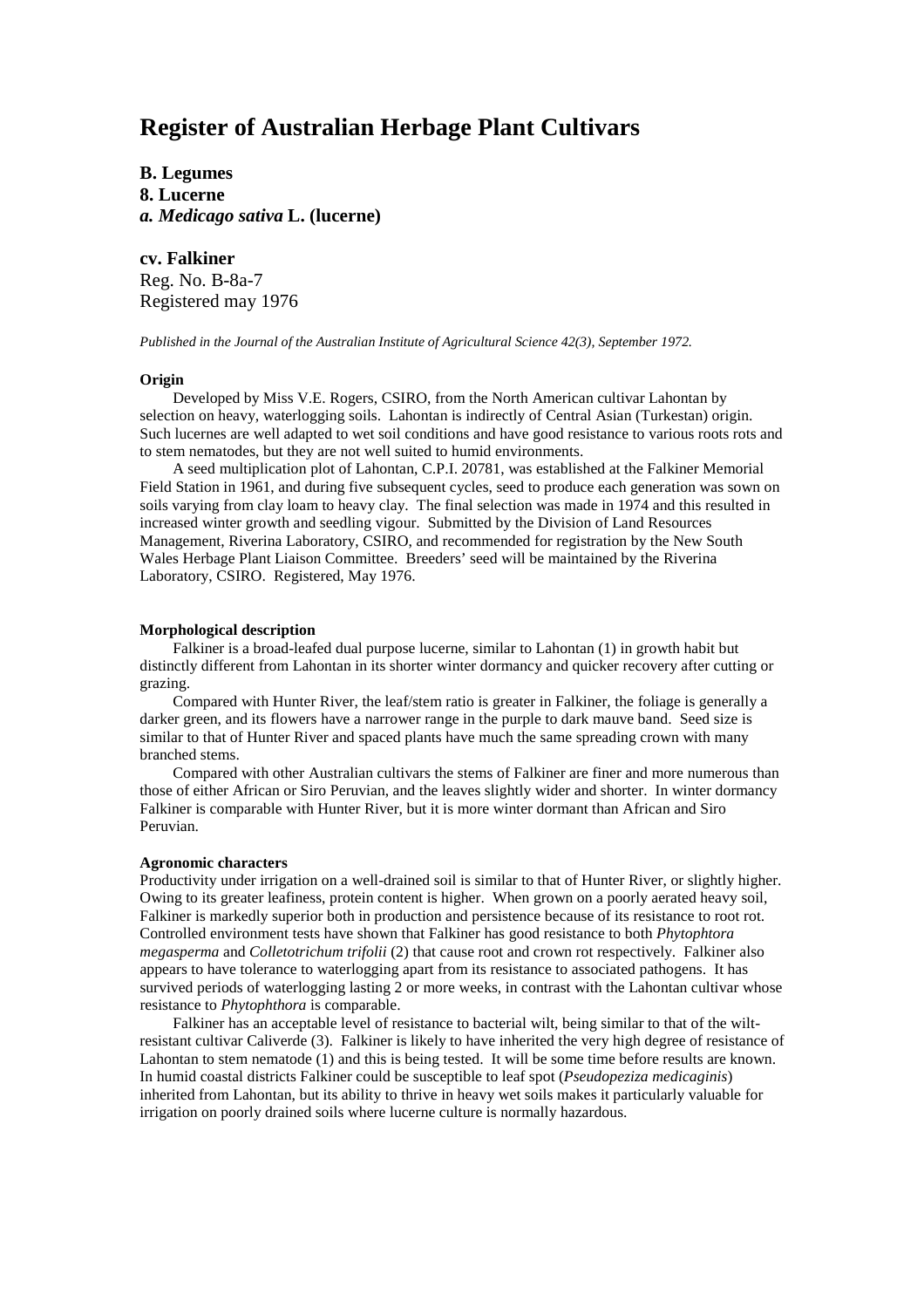# Register of Australian Herbage Plant Cultivars

**B. Legumes**
**8. Lucerne**
***a. Medicago sativa* L. (lucerne)**

**cv. Falkiner**
Reg. No. B-8a-7
Registered may 1976

*Published in the Journal of the Australian Institute of Agricultural Science 42(3), September 1972.*

**Origin**

Developed by Miss V.E. Rogers, CSIRO, from the North American cultivar Lahontan by selection on heavy, waterlogging soils. Lahontan is indirectly of Central Asian (Turkestan) origin. Such lucernes are well adapted to wet soil conditions and have good resistance to various roots rots and to stem nematodes, but they are not well suited to humid environments.

A seed multiplication plot of Lahontan, C.P.I. 20781, was established at the Falkiner Memorial Field Station in 1961, and during five subsequent cycles, seed to produce each generation was sown on soils varying from clay loam to heavy clay. The final selection was made in 1974 and this resulted in increased winter growth and seedling vigour. Submitted by the Division of Land Resources Management, Riverina Laboratory, CSIRO, and recommended for registration by the New South Wales Herbage Plant Liaison Committee. Breeders' seed will be maintained by the Riverina Laboratory, CSIRO. Registered, May 1976.

**Morphological description**

Falkiner is a broad-leafed dual purpose lucerne, similar to Lahontan (1) in growth habit but distinctly different from Lahontan in its shorter winter dormancy and quicker recovery after cutting or grazing.

Compared with Hunter River, the leaf/stem ratio is greater in Falkiner, the foliage is generally a darker green, and its flowers have a narrower range in the purple to dark mauve band. Seed size is similar to that of Hunter River and spaced plants have much the same spreading crown with many branched stems.

Compared with other Australian cultivars the stems of Falkiner are finer and more numerous than those of either African or Siro Peruvian, and the leaves slightly wider and shorter. In winter dormancy Falkiner is comparable with Hunter River, but it is more winter dormant than African and Siro Peruvian.

**Agronomic characters**

Productivity under irrigation on a well-drained soil is similar to that of Hunter River, or slightly higher. Owing to its greater leafiness, protein content is higher. When grown on a poorly aerated heavy soil, Falkiner is markedly superior both in production and persistence because of its resistance to root rot. Controlled environment tests have shown that Falkiner has good resistance to both *Phytophtora megasperma* and *Colletotrichum trifolii* (2) that cause root and crown rot respectively. Falkiner also appears to have tolerance to waterlogging apart from its resistance to associated pathogens. It has survived periods of waterlogging lasting 2 or more weeks, in contrast with the Lahontan cultivar whose resistance to *Phytophthora* is comparable.

Falkiner has an acceptable level of resistance to bacterial wilt, being similar to that of the wilt-resistant cultivar Caliverde (3). Falkiner is likely to have inherited the very high degree of resistance of Lahontan to stem nematode (1) and this is being tested. It will be some time before results are known. In humid coastal districts Falkiner could be susceptible to leaf spot (*Pseudopeziza medicaginis*) inherited from Lahontan, but its ability to thrive in heavy wet soils makes it particularly valuable for irrigation on poorly drained soils where lucerne culture is normally hazardous.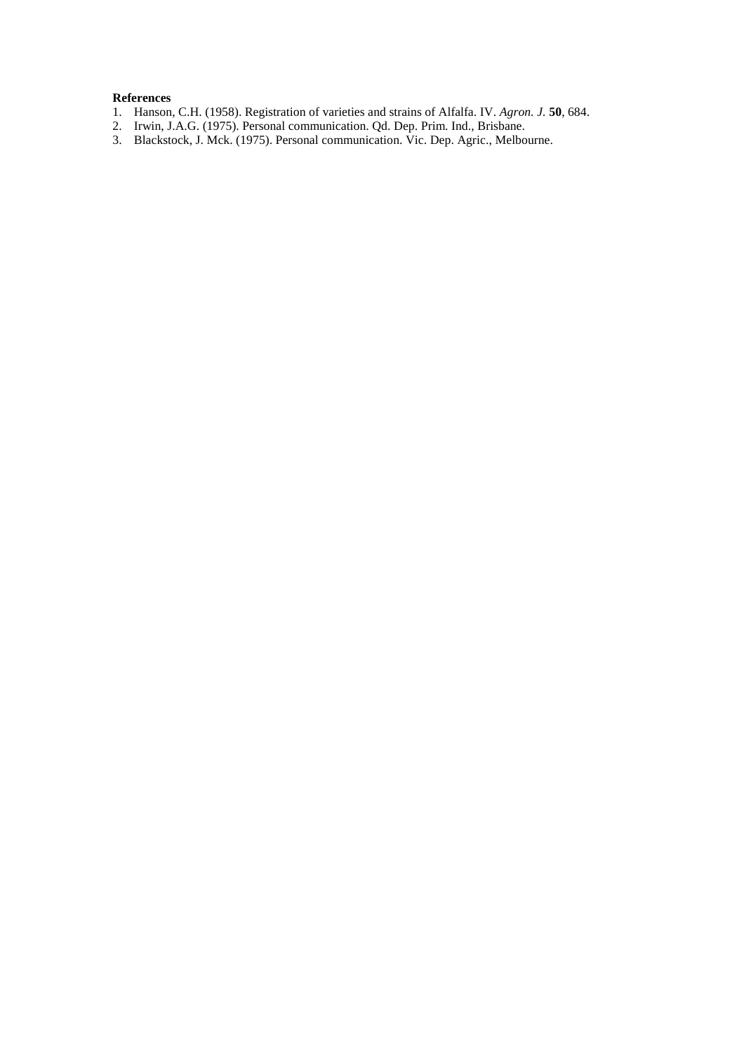**References**

1. Hanson, C.H. (1958). Registration of varieties and strains of Alfalfa. IV. *Agron. J.* **50**, 684.
2. Irwin, J.A.G. (1975). Personal communication. Qd. Dep. Prim. Ind., Brisbane.
3. Blackstock, J. Mck. (1975). Personal communication. Vic. Dep. Agric., Melbourne.